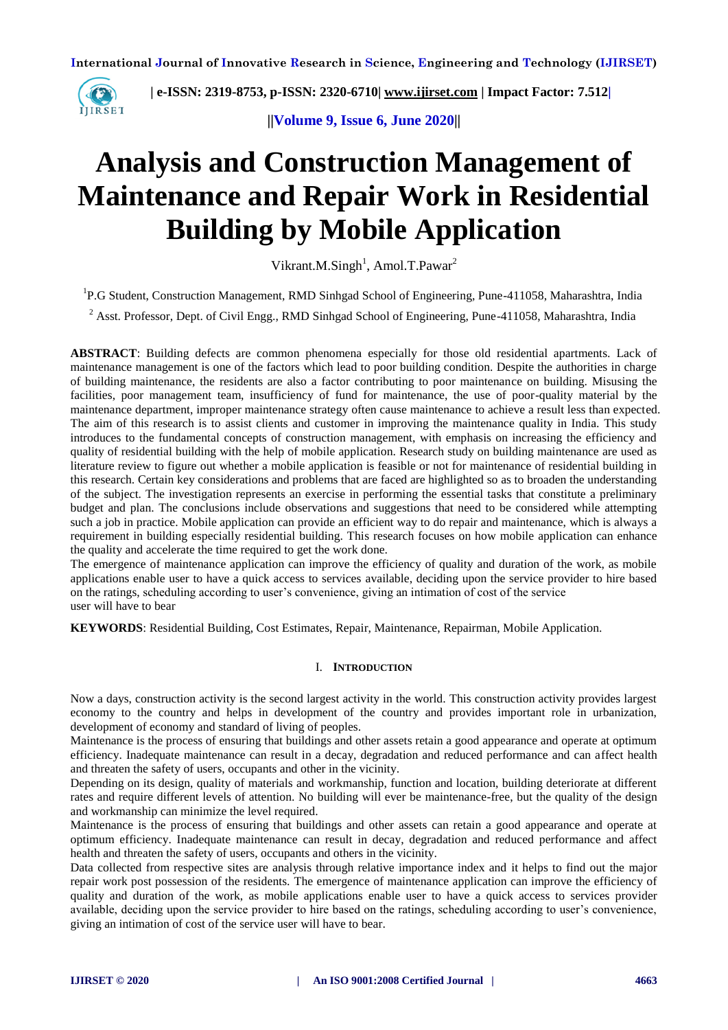# Analysis and Construction Management of Maintenance and Repair Work in Residential Building by Mobile Application

Vikrant.M.Singh[1], Amol.T.Pawar[2]

[1]P.G Student, Construction Management, RMD Sinhgad School of Engineering, Pune-411058, Maharashtra, India

[2] Asst. Professor, Dept. of Civil Engg., RMD Sinhgad School of Engineering, Pune-411058, Maharashtra, India

**ABSTRACT**: Building defects are common phenomena especially for those old residential apartments. Lack of maintenance management is one of the factors which lead to poor building condition. Despite the authorities in charge of building maintenance, the residents are also a factor contributing to poor maintenance on building. Misusing the facilities, poor management team, insufficiency of fund for maintenance, the use of poor-quality material by the maintenance department, improper maintenance strategy often cause maintenance to achieve a result less than expected. The aim of this research is to assist clients and customer in improving the maintenance quality in India. This study introduces to the fundamental concepts of construction management, with emphasis on increasing the efficiency and quality of residential building with the help of mobile application. Research study on building maintenance are used as literature review to figure out whether a mobile application is feasible or not for maintenance of residential building in this research. Certain key considerations and problems that are faced are highlighted so as to broaden the understanding of the subject. The investigation represents an exercise in performing the essential tasks that constitute a preliminary budget and plan. The conclusions include observations and suggestions that need to be considered while attempting such a job in practice. Mobile application can provide an efficient way to do repair and maintenance, which is always a requirement in building especially residential building. This research focuses on how mobile application can enhance the quality and accelerate the time required to get the work done.

The emergence of maintenance application can improve the efficiency of quality and duration of the work, as mobile applications enable user to have a quick access to services available, deciding upon the service provider to hire based on the ratings, scheduling according to user's convenience, giving an intimation of cost of the service user will have to bear

**KEYWORDS**: Residential Building, Cost Estimates, Repair, Maintenance, Repairman, Mobile Application.

## I. INTRODUCTION

Now a days, construction activity is the second largest activity in the world. This construction activity provides largest economy to the country and helps in development of the country and provides important role in urbanization, development of economy and standard of living of peoples.

Maintenance is the process of ensuring that buildings and other assets retain a good appearance and operate at optimum efficiency. Inadequate maintenance can result in a decay, degradation and reduced performance and can affect health and threaten the safety of users, occupants and other in the vicinity.

Depending on its design, quality of materials and workmanship, function and location, building deteriorate at different rates and require different levels of attention. No building will ever be maintenance-free, but the quality of the design and workmanship can minimize the level required.

Maintenance is the process of ensuring that buildings and other assets can retain a good appearance and operate at optimum efficiency. Inadequate maintenance can result in decay, degradation and reduced performance and affect health and threaten the safety of users, occupants and others in the vicinity.

Data collected from respective sites are analysis through relative importance index and it helps to find out the major repair work post possession of the residents. The emergence of maintenance application can improve the efficiency of quality and duration of the work, as mobile applications enable user to have a quick access to services provider available, deciding upon the service provider to hire based on the ratings, scheduling according to user's convenience, giving an intimation of cost of the service user will have to bear.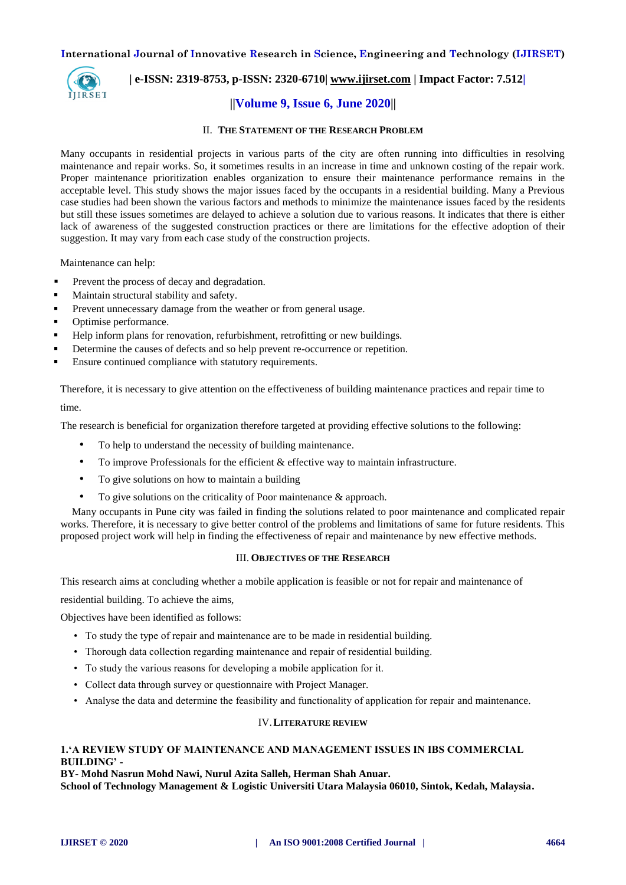## II. The Statement of the Research Problem

Many occupants in residential projects in various parts of the city are often running into difficulties in resolving maintenance and repair works. So, it sometimes results in an increase in time and unknown costing of the repair work. Proper maintenance prioritization enables organization to ensure their maintenance performance remains in the acceptable level. This study shows the major issues faced by the occupants in a residential building. Many a Previous case studies had been shown the various factors and methods to minimize the maintenance issues faced by the residents but still these issues sometimes are delayed to achieve a solution due to various reasons. It indicates that there is either lack of awareness of the suggested construction practices or there are limitations for the effective adoption of their suggestion. It may vary from each case study of the construction projects.

Maintenance can help:

- Prevent the process of decay and degradation.
- Maintain structural stability and safety.
- Prevent unnecessary damage from the weather or from general usage.
- Optimise performance.
- Help inform plans for renovation, refurbishment, retrofitting or new buildings.
- Determine the causes of defects and so help prevent re-occurrence or repetition.
- Ensure continued compliance with statutory requirements.

Therefore, it is necessary to give attention on the effectiveness of building maintenance practices and repair time to time.

The research is beneficial for organization therefore targeted at providing effective solutions to the following:

- To help to understand the necessity of building maintenance.
- To improve Professionals for the efficient & effective way to maintain infrastructure.
- To give solutions on how to maintain a building
- To give solutions on the criticality of Poor maintenance & approach.

Many occupants in Pune city was failed in finding the solutions related to poor maintenance and complicated repair works. Therefore, it is necessary to give better control of the problems and limitations of same for future residents. This proposed project work will help in finding the effectiveness of repair and maintenance by new effective methods.

## III. Objectives of the Research

This research aims at concluding whether a mobile application is feasible or not for repair and maintenance of residential building. To achieve the aims,

Objectives have been identified as follows:

- To study the type of repair and maintenance are to be made in residential building.
- Thorough data collection regarding maintenance and repair of residential building.
- To study the various reasons for developing a mobile application for it.
- Collect data through survey or questionnaire with Project Manager.
- Analyse the data and determine the feasibility and functionality of application for repair and maintenance.

## IV. Literature review

**1.'A REVIEW STUDY OF MAINTENANCE AND MANAGEMENT ISSUES IN IBS COMMERCIAL BUILDING' -**
**BY- Mohd Nasrun Mohd Nawi, Nurul Azita Salleh, Herman Shah Anuar.**
**School of Technology Management & Logistic Universiti Utara Malaysia 06010, Sintok, Kedah, Malaysia.**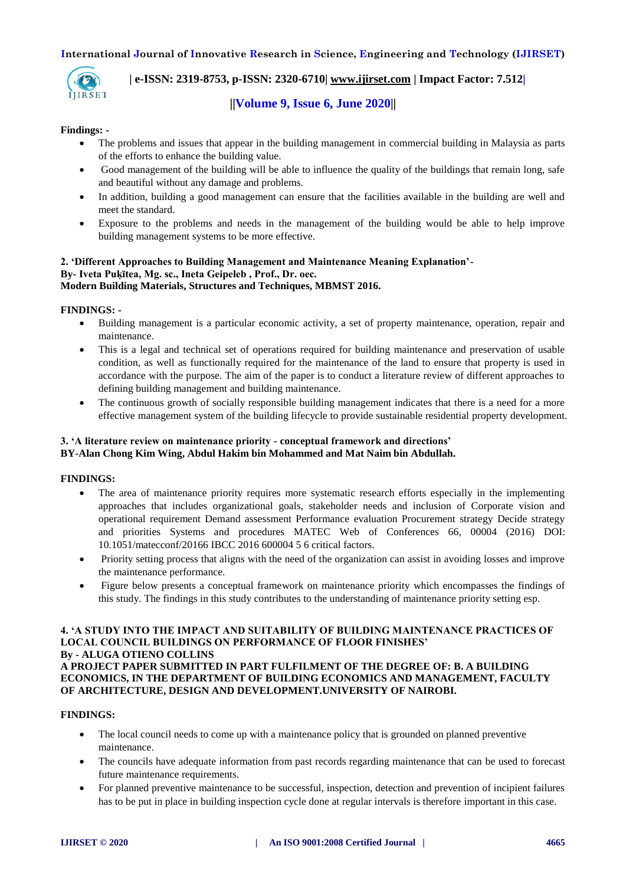**Findings: -**

- The problems and issues that appear in the building management in commercial building in Malaysia as parts of the efforts to enhance the building value.
- Good management of the building will be able to influence the quality of the buildings that remain long, safe and beautiful without any damage and problems.
- In addition, building a good management can ensure that the facilities available in the building are well and meet the standard.
- Exposure to the problems and needs in the management of the building would be able to help improve building management systems to be more effective.

**2. 'Different Approaches to Building Management and Maintenance Meaning Explanation'-**
**By- Iveta Puķītea, Mg. sc., Ineta Geipeleb , Prof., Dr. oec.**
**Modern Building Materials, Structures and Techniques, MBMST 2016.**

**FINDINGS: -**

- Building management is a particular economic activity, a set of property maintenance, operation, repair and maintenance.
- This is a legal and technical set of operations required for building maintenance and preservation of usable condition, as well as functionally required for the maintenance of the land to ensure that property is used in accordance with the purpose. The aim of the paper is to conduct a literature review of different approaches to defining building management and building maintenance.
- The continuous growth of socially responsible building management indicates that there is a need for a more effective management system of the building lifecycle to provide sustainable residential property development.

**3. 'A literature review on maintenance priority - conceptual framework and directions'**
**BY-Alan Chong Kim Wing, Abdul Hakim bin Mohammed and Mat Naim bin Abdullah.**

**FINDINGS:**

- The area of maintenance priority requires more systematic research efforts especially in the implementing approaches that includes organizational goals, stakeholder needs and inclusion of Corporate vision and operational requirement Demand assessment Performance evaluation Procurement strategy Decide strategy and priorities Systems and procedures MATEC Web of Conferences 66, 00004 (2016) DOI: 10.1051/matecconf/20166 IBCC 2016 600004 5 6 critical factors.
- Priority setting process that aligns with the need of the organization can assist in avoiding losses and improve the maintenance performance.
- Figure below presents a conceptual framework on maintenance priority which encompasses the findings of this study. The findings in this study contributes to the understanding of maintenance priority setting esp.

**4. 'A STUDY INTO THE IMPACT AND SUITABILITY OF BUILDING MAINTENANCE PRACTICES OF LOCAL COUNCIL BUILDINGS ON PERFORMANCE OF FLOOR FINISHES'**
**By - ALUGA OTIENO COLLINS**
**A PROJECT PAPER SUBMITTED IN PART FULFILMENT OF THE DEGREE OF: B. A BUILDING ECONOMICS, IN THE DEPARTMENT OF BUILDING ECONOMICS AND MANAGEMENT, FACULTY OF ARCHITECTURE, DESIGN AND DEVELOPMENT.UNIVERSITY OF NAIROBI.**

**FINDINGS:**

- The local council needs to come up with a maintenance policy that is grounded on planned preventive maintenance.
- The councils have adequate information from past records regarding maintenance that can be used to forecast future maintenance requirements.
- For planned preventive maintenance to be successful, inspection, detection and prevention of incipient failures has to be put in place in building inspection cycle done at regular intervals is therefore important in this case.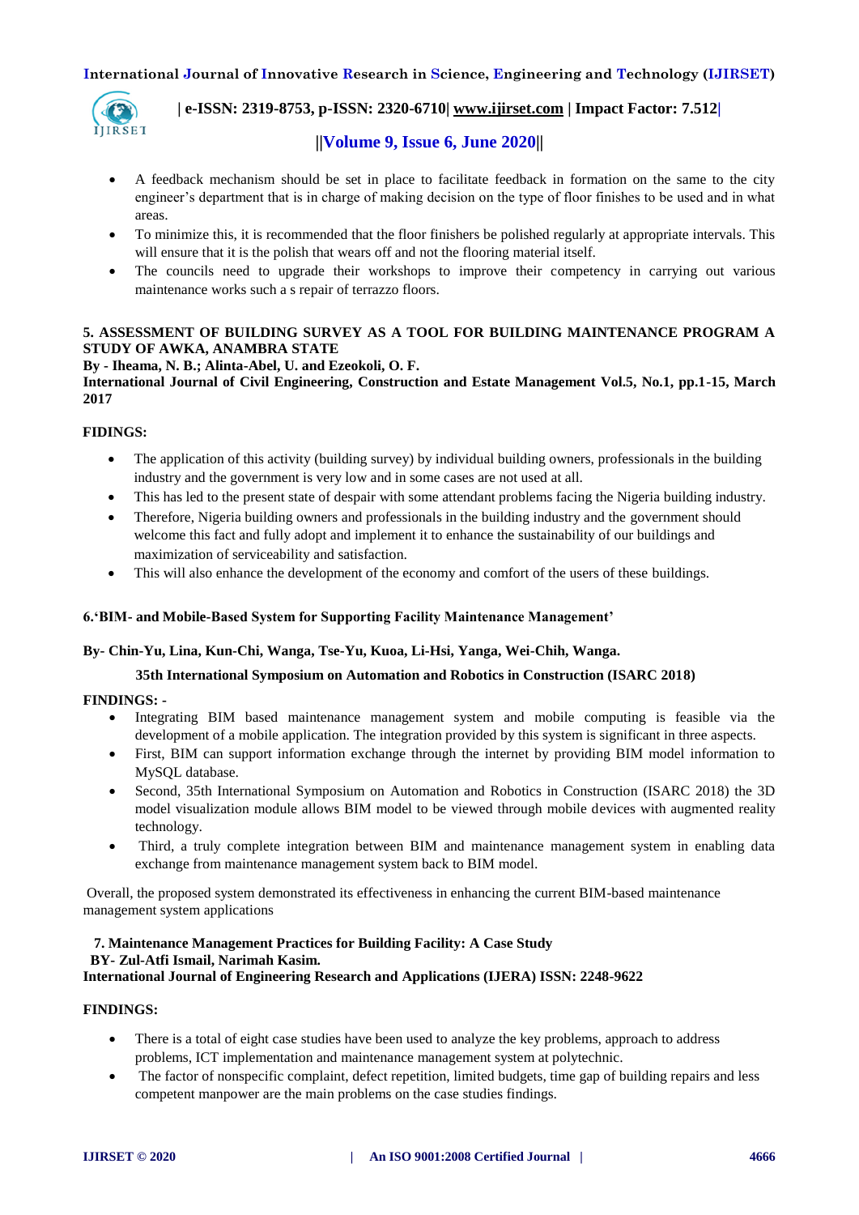- A feedback mechanism should be set in place to facilitate feedback in formation on the same to the city engineer's department that is in charge of making decision on the type of floor finishes to be used and in what areas.
- To minimize this, it is recommended that the floor finishers be polished regularly at appropriate intervals. This will ensure that it is the polish that wears off and not the flooring material itself.
- The councils need to upgrade their workshops to improve their competency in carrying out various maintenance works such a s repair of terrazzo floors.

**5. ASSESSMENT OF BUILDING SURVEY AS A TOOL FOR BUILDING MAINTENANCE PROGRAM A STUDY OF AWKA, ANAMBRA STATE**
**By - Iheama, N. B.; Alinta-Abel, U. and Ezeokoli, O. F.**
**International Journal of Civil Engineering, Construction and Estate Management Vol.5, No.1, pp.1-15, March 2017**

**FIDINGS:**

- The application of this activity (building survey) by individual building owners, professionals in the building industry and the government is very low and in some cases are not used at all.
- This has led to the present state of despair with some attendant problems facing the Nigeria building industry.
- Therefore, Nigeria building owners and professionals in the building industry and the government should welcome this fact and fully adopt and implement it to enhance the sustainability of our buildings and maximization of serviceability and satisfaction.
- This will also enhance the development of the economy and comfort of the users of these buildings.

**6.'BIM- and Mobile-Based System for Supporting Facility Maintenance Management'**

**By- Chin-Yu, Lina, Kun-Chi, Wanga, Tse-Yu, Kuoa, Li-Hsi, Yanga, Wei-Chih, Wanga.**

**35th International Symposium on Automation and Robotics in Construction (ISARC 2018)**

**FINDINGS: -**

- Integrating BIM based maintenance management system and mobile computing is feasible via the development of a mobile application. The integration provided by this system is significant in three aspects.
- First, BIM can support information exchange through the internet by providing BIM model information to MySQL database.
- Second, 35th International Symposium on Automation and Robotics in Construction (ISARC 2018) the 3D model visualization module allows BIM model to be viewed through mobile devices with augmented reality technology.
- Third, a truly complete integration between BIM and maintenance management system in enabling data exchange from maintenance management system back to BIM model.

Overall, the proposed system demonstrated its effectiveness in enhancing the current BIM-based maintenance management system applications

**7. Maintenance Management Practices for Building Facility: A Case Study**
**BY- Zul-Atfi Ismail, Narimah Kasim.**
**International Journal of Engineering Research and Applications (IJERA) ISSN: 2248-9622**

**FINDINGS:**

- There is a total of eight case studies have been used to analyze the key problems, approach to address problems, ICT implementation and maintenance management system at polytechnic.
- The factor of nonspecific complaint, defect repetition, limited budgets, time gap of building repairs and less competent manpower are the main problems on the case studies findings.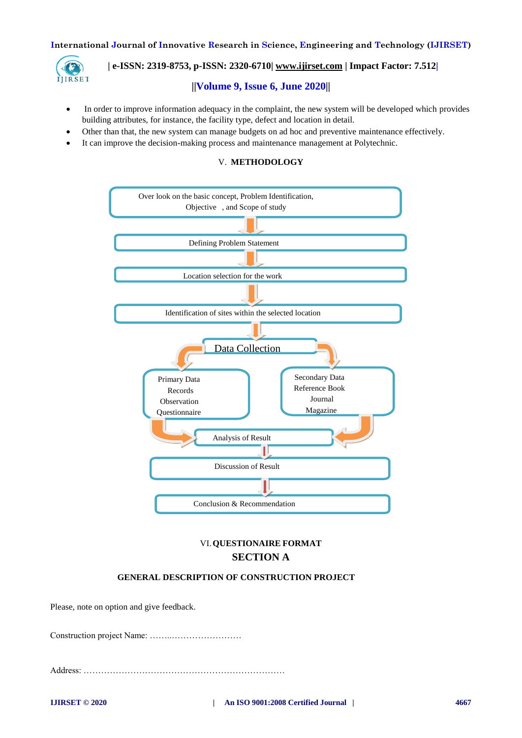- In order to improve information adequacy in the complaint, the new system will be developed which provides building attributes, for instance, the facility type, defect and location in detail.
- Other than that, the new system can manage budgets on ad hoc and preventive maintenance effectively.
- It can improve the decision-making process and maintenance management at Polytechnic.

## V. METHODOLOGY

Over look on the basic concept, Problem Identification, Objective , and Scope of study

Defining Problem Statement

Location selection for the work

Identification of sites within the selected location

Data Collection

Primary Data
Records
Observation
Questionnaire

Secondary Data
Reference Book
Journal
Magazine

Analysis of Result

Discussion of Result

Conclusion & Recommendation

## VI. QUESTIONAIRE FORMAT

## SECTION A

### GENERAL DESCRIPTION OF CONSTRUCTION PROJECT

Please, note on option and give feedback.

Construction project Name: ……..……………………

Address: ……………………………………………………………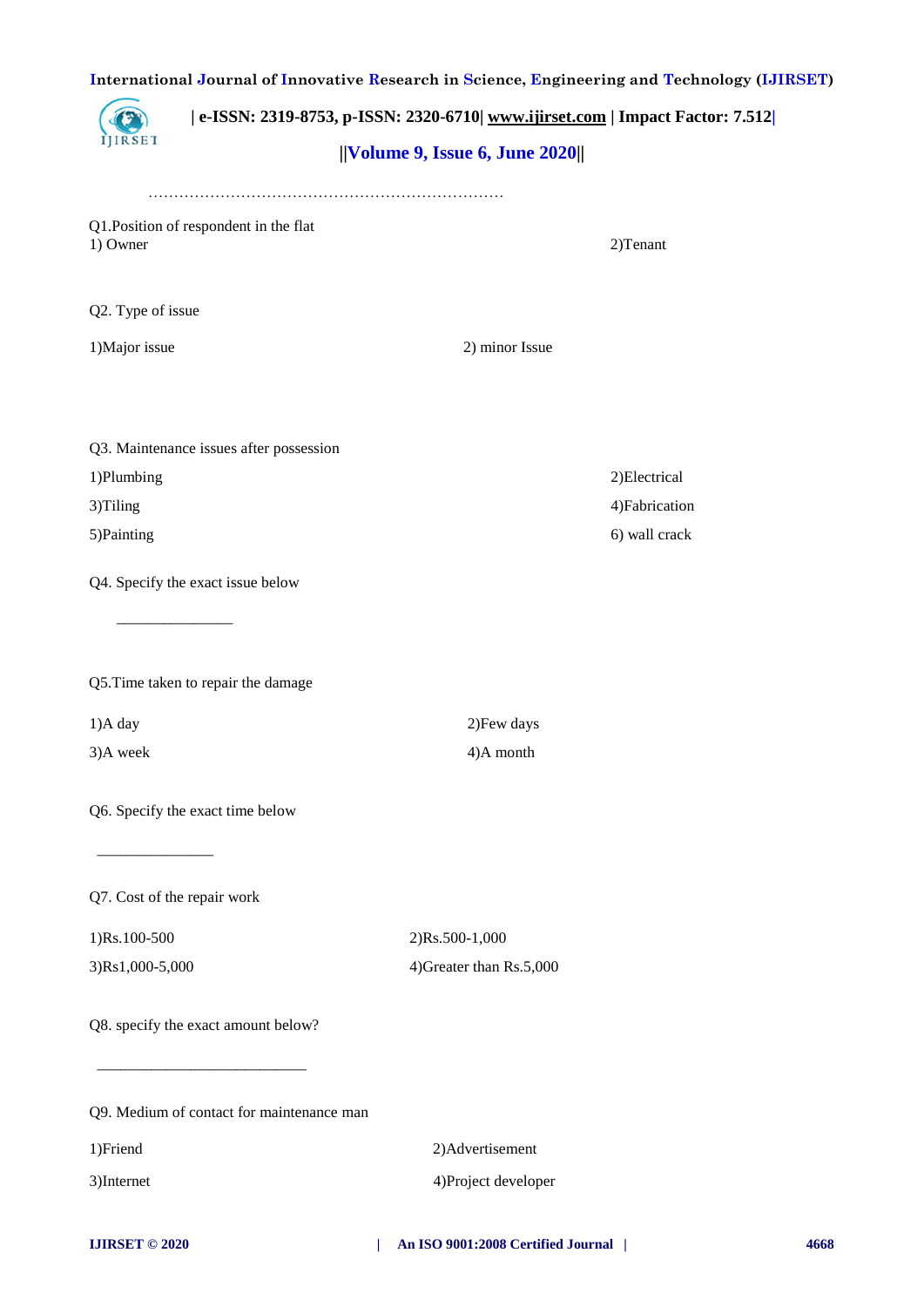……………………………………………………………

Q1.Position of respondent in the flat

1) Owner

2)Tenant

Q2. Type of issue

1)Major issue

2) minor Issue

Q3. Maintenance issues after possession

1)Plumbing

2)Electrical

3)Tiling

4)Fabrication

5)Painting

6) wall crack

Q4. Specify the exact issue below

_______________

Q5.Time taken to repair the damage

1)A day

2)Few days

3)A week

4)A month

Q6. Specify the exact time below

_______________

Q7. Cost of the repair work

1)Rs.100-500

2)Rs.500-1,000

3)Rs1,000-5,000

4)Greater than Rs.5,000

Q8. specify the exact amount below?

___________________________

Q9. Medium of contact for maintenance man

1)Friend

2)Advertisement

3)Internet

4)Project developer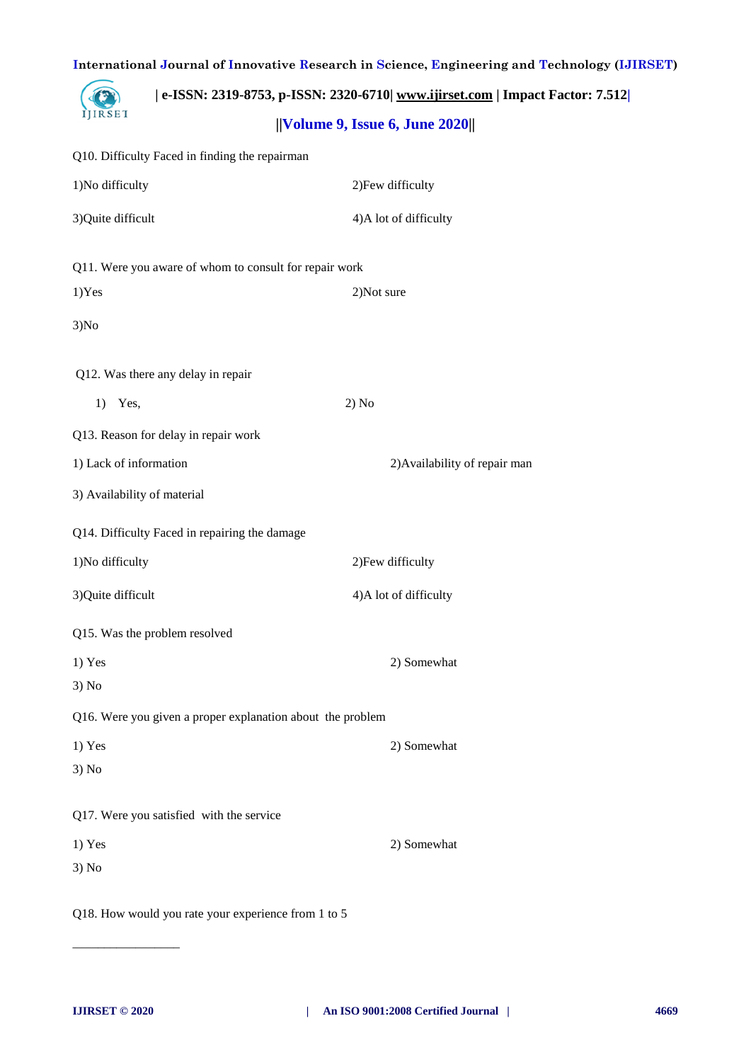Q10. Difficulty Faced in finding the repairman

1)No difficulty 2)Few difficulty

3)Quite difficult 4)A lot of difficulty

Q11. Were you aware of whom to consult for repair work

1)Yes 2)Not sure

3)No

Q12. Was there any delay in repair

1) Yes, 2) No

Q13. Reason for delay in repair work

1) Lack of information 2)Availability of repair man

3) Availability of material

Q14. Difficulty Faced in repairing the damage

1)No difficulty 2)Few difficulty

3)Quite difficult 4)A lot of difficulty

Q15. Was the problem resolved

1) Yes 2) Somewhat

3) No

Q16. Were you given a proper explanation about the problem

1) Yes 2) Somewhat

3) No

Q17. Were you satisfied with the service

1) Yes 2) Somewhat

3) No

Q18. How would you rate your experience from 1 to 5

\_\_\_\_\_\_\_\_\_\_\_\_\_\_\_\_\_\_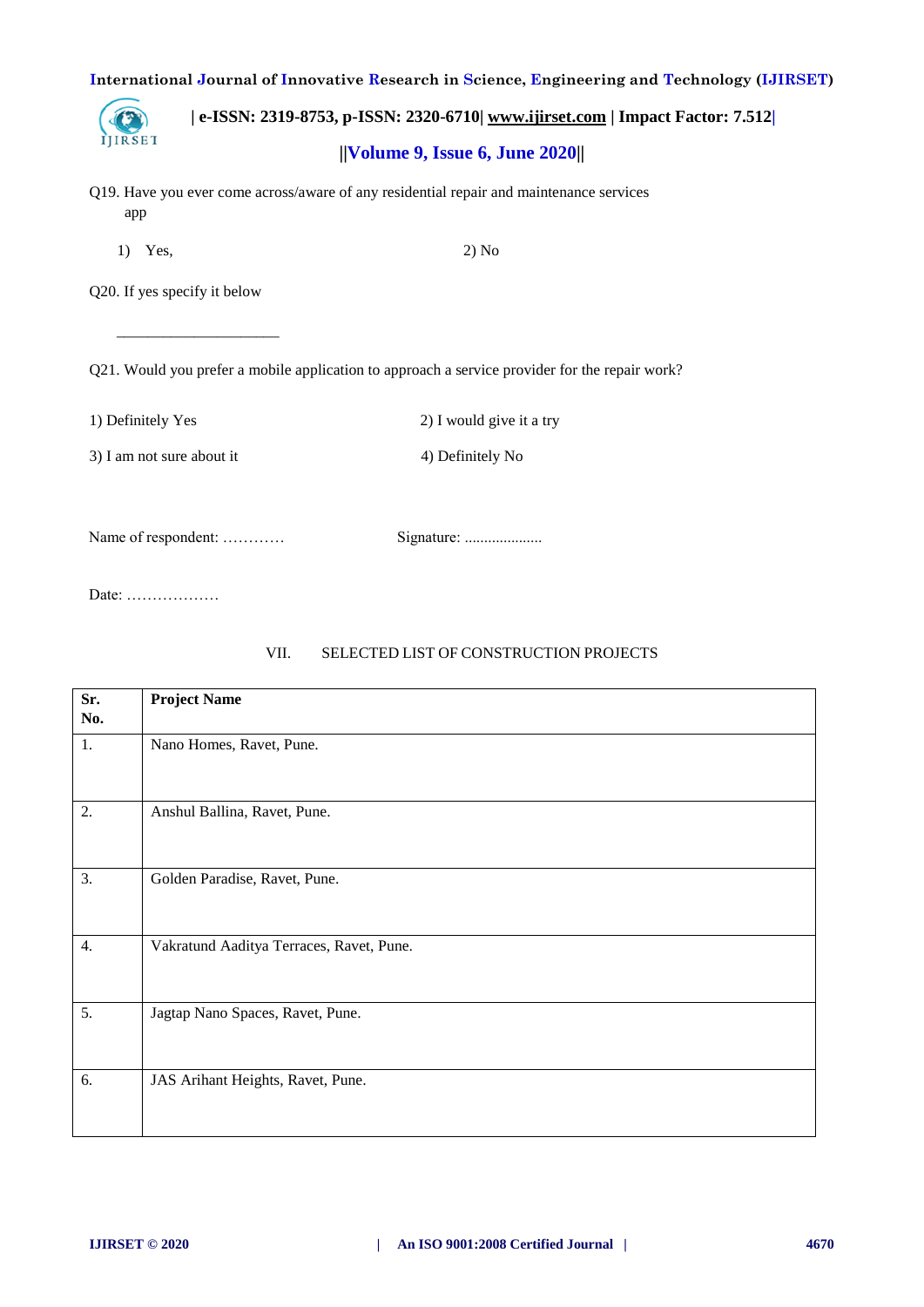Q19. Have you ever come across/aware of any residential repair and maintenance services app

1) Yes, 2) No

Q20. If yes specify it below

_____________________

Q21. Would you prefer a mobile application to approach a service provider for the repair work?

1) Definitely Yes 2) I would give it a try

3) I am not sure about it 4) Definitely No

Name of respondent: ………… Signature: ....................

Date: ………………

## VII. SELECTED LIST OF CONSTRUCTION PROJECTS

| Sr. No. | Project Name |
|---|---|
| 1. | Nano Homes, Ravet, Pune. |
| 2. | Anshul Ballina, Ravet, Pune. |
| 3. | Golden Paradise, Ravet, Pune. |
| 4. | Vakratund Aaditya Terraces, Ravet, Pune. |
| 5. | Jagtap Nano Spaces, Ravet, Pune. |
| 6. | JAS Arihant Heights, Ravet, Pune. |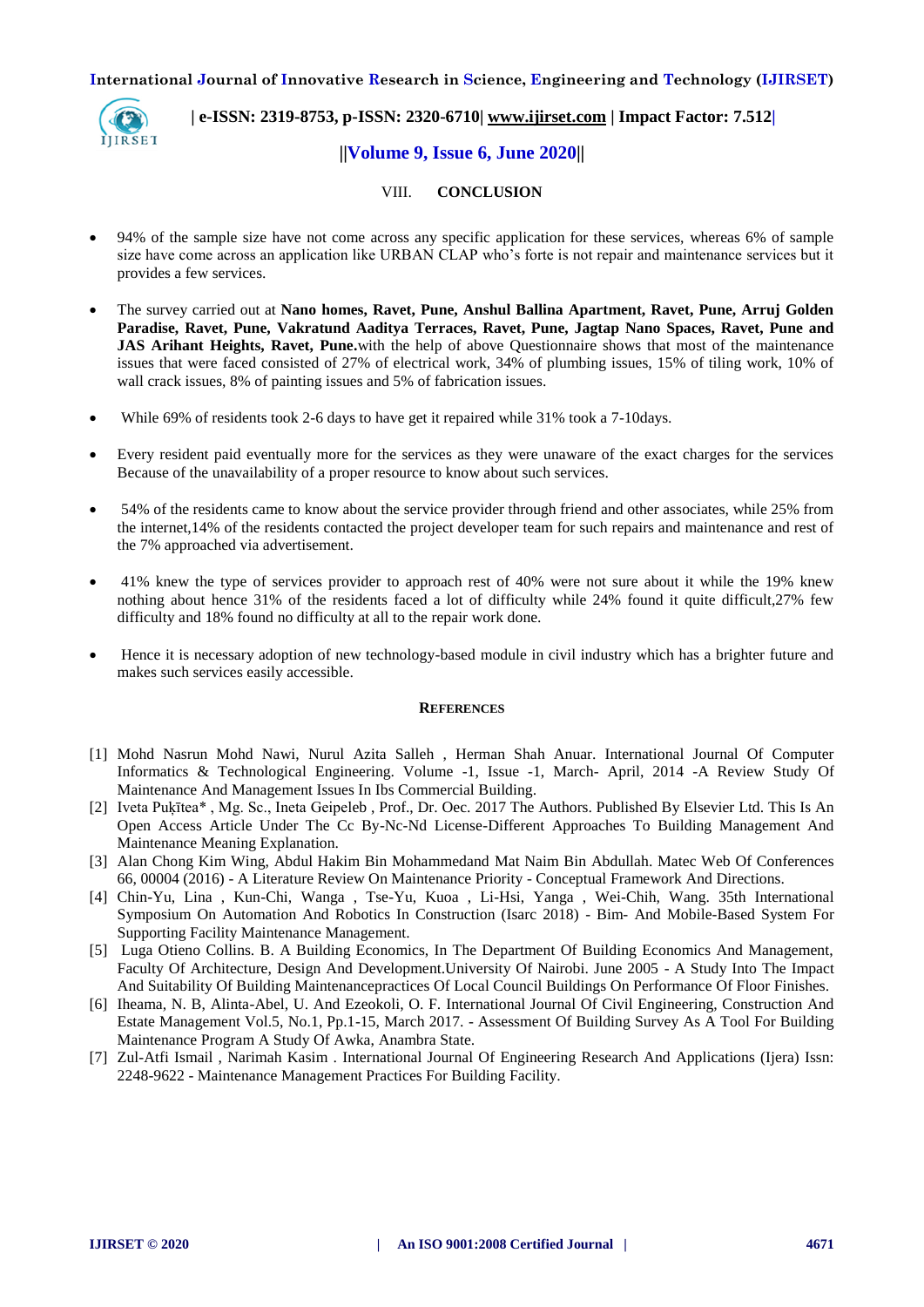## VIII. CONCLUSION

- 94% of the sample size have not come across any specific application for these services, whereas 6% of sample size have come across an application like URBAN CLAP who's forte is not repair and maintenance services but it provides a few services.

- The survey carried out at **Nano homes, Ravet, Pune, Anshul Ballina Apartment, Ravet, Pune, Arruj Golden Paradise, Ravet, Pune, Vakratund Aaditya Terraces, Ravet, Pune, Jagtap Nano Spaces, Ravet, Pune and JAS Arihant Heights, Ravet, Pune.**with the help of above Questionnaire shows that most of the maintenance issues that were faced consisted of 27% of electrical work, 34% of plumbing issues, 15% of tiling work, 10% of wall crack issues, 8% of painting issues and 5% of fabrication issues.

- While 69% of residents took 2-6 days to have get it repaired while 31% took a 7-10days.

- Every resident paid eventually more for the services as they were unaware of the exact charges for the services Because of the unavailability of a proper resource to know about such services.

- 54% of the residents came to know about the service provider through friend and other associates, while 25% from the internet,14% of the residents contacted the project developer team for such repairs and maintenance and rest of the 7% approached via advertisement.

- 41% knew the type of services provider to approach rest of 40% were not sure about it while the 19% knew nothing about hence 31% of the residents faced a lot of difficulty while 24% found it quite difficult,27% few difficulty and 18% found no difficulty at all to the repair work done.

- Hence it is necessary adoption of new technology-based module in civil industry which has a brighter future and makes such services easily accessible.

### REFERENCES

[1] Mohd Nasrun Mohd Nawi, Nurul Azita Salleh , Herman Shah Anuar. International Journal Of Computer Informatics & Technological Engineering. Volume -1, Issue -1, March- April, 2014 -A Review Study Of Maintenance And Management Issues In Ibs Commercial Building.

[2] Iveta Puķīteа* , Mg. Sc., Ineta Geipeleb , Prof., Dr. Oec. 2017 The Authors. Published By Elsevier Ltd. This Is An Open Access Article Under The Cc By-Nc-Nd License-Different Approaches To Building Management And Maintenance Meaning Explanation.

[3] Alan Chong Kim Wing, Abdul Hakim Bin Mohammedand Mat Naim Bin Abdullah. Matec Web Of Conferences 66, 00004 (2016) - A Literature Review On Maintenance Priority - Conceptual Framework And Directions.

[4] Chin-Yu, Lina , Kun-Chi, Wanga , Tse-Yu, Kuoa , Li-Hsi, Yanga , Wei-Chih, Wang. 35th International Symposium On Automation And Robotics In Construction (Isarc 2018) - Bim- And Mobile-Based System For Supporting Facility Maintenance Management.

[5] Luga Otieno Collins. B. A Building Economics, In The Department Of Building Economics And Management, Faculty Of Architecture, Design And Development.University Of Nairobi. June 2005 - A Study Into The Impact And Suitability Of Building Maintenancepractices Of Local Council Buildings On Performance Of Floor Finishes.

[6] Iheama, N. B, Alinta-Abel, U. And Ezeokoli, O. F. International Journal Of Civil Engineering, Construction And Estate Management Vol.5, No.1, Pp.1-15, March 2017. - Assessment Of Building Survey As A Tool For Building Maintenance Program A Study Of Awka, Anambra State.

[7] Zul-Atfi Ismail , Narimah Kasim . International Journal Of Engineering Research And Applications (Ijera) Issn: 2248-9622 - Maintenance Management Practices For Building Facility.